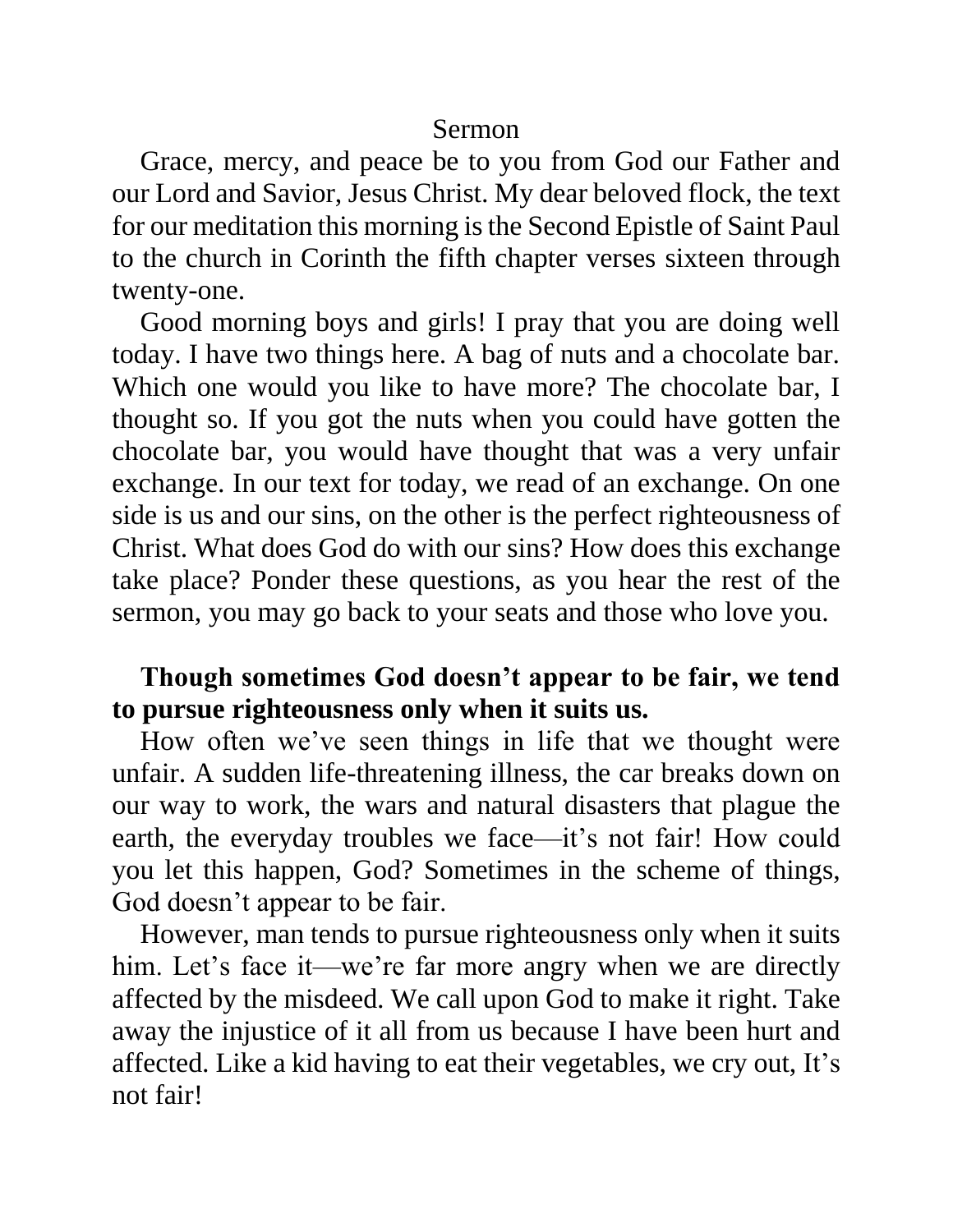# Sermon

Grace, mercy, and peace be to you from God our Father and our Lord and Savior, Jesus Christ. My dear beloved flock, the text for our meditation this morning is the Second Epistle of Saint Paul to the church in Corinth the fifth chapter verses sixteen through twenty-one.

Good morning boys and girls! I pray that you are doing well today. I have two things here. A bag of nuts and a chocolate bar. Which one would you like to have more? The chocolate bar, I thought so. If you got the nuts when you could have gotten the chocolate bar, you would have thought that was a very unfair exchange. In our text for today, we read of an exchange. On one side is us and our sins, on the other is the perfect righteousness of Christ. What does God do with our sins? How does this exchange take place? Ponder these questions, as you hear the rest of the sermon, you may go back to your seats and those who love you.

**Though sometimes God doesn't appear to be fair, we tend to pursue righteousness only when it suits us.**

How often we've seen things in life that we thought were unfair. A sudden life-threatening illness, the car breaks down on our way to work, the wars and natural disasters that plague the earth, the everyday troubles we face—it's not fair! How could you let this happen, God? Sometimes in the scheme of things, God doesn't appear to be fair.

However, man tends to pursue righteousness only when it suits him. Let's face it—we're far more angry when we are directly affected by the misdeed. We call upon God to make it right. Take away the injustice of it all from us because I have been hurt and affected. Like a kid having to eat their vegetables, we cry out, It's not fair!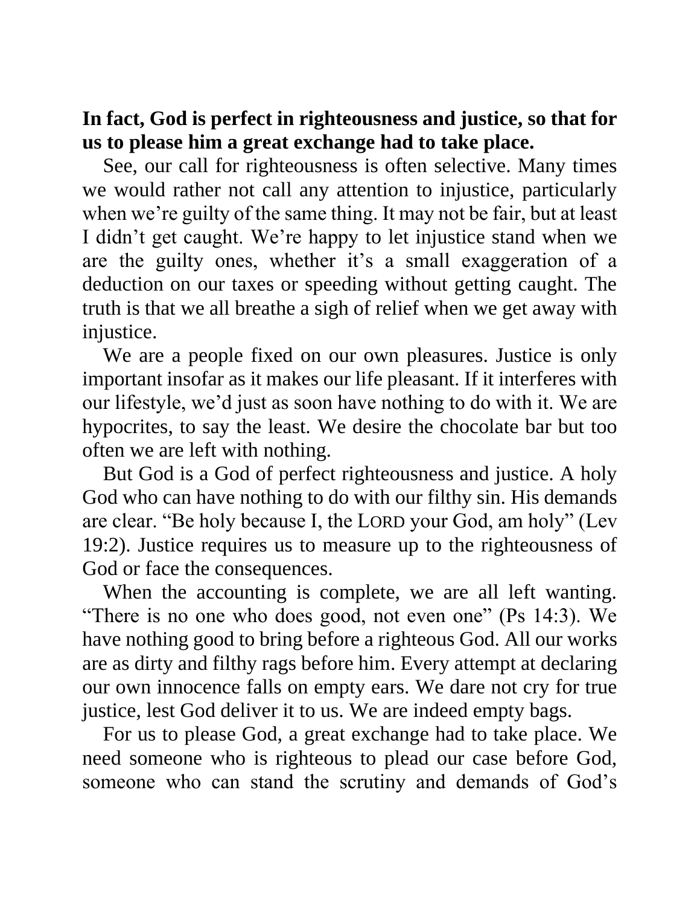**In fact, God is perfect in righteousness and justice, so that for us to please him a great exchange had to take place.**

See, our call for righteousness is often selective. Many times we would rather not call any attention to injustice, particularly when we're guilty of the same thing. It may not be fair, but at least I didn't get caught. We're happy to let injustice stand when we are the guilty ones, whether it's a small exaggeration of a deduction on our taxes or speeding without getting caught. The truth is that we all breathe a sigh of relief when we get away with injustice.

We are a people fixed on our own pleasures. Justice is only important insofar as it makes our life pleasant. If it interferes with our lifestyle, we'd just as soon have nothing to do with it. We are hypocrites, to say the least. We desire the chocolate bar but too often we are left with nothing.

But God is a God of perfect righteousness and justice. A holy God who can have nothing to do with our filthy sin. His demands are clear. "Be holy because I, the LORD your God, am holy" (Lev 19:2). Justice requires us to measure up to the righteousness of God or face the consequences.

When the accounting is complete, we are all left wanting. "There is no one who does good, not even one" (Ps 14:3). We have nothing good to bring before a righteous God. All our works are as dirty and filthy rags before him. Every attempt at declaring our own innocence falls on empty ears. We dare not cry for true justice, lest God deliver it to us. We are indeed empty bags.

For us to please God, a great exchange had to take place. We need someone who is righteous to plead our case before God, someone who can stand the scrutiny and demands of God's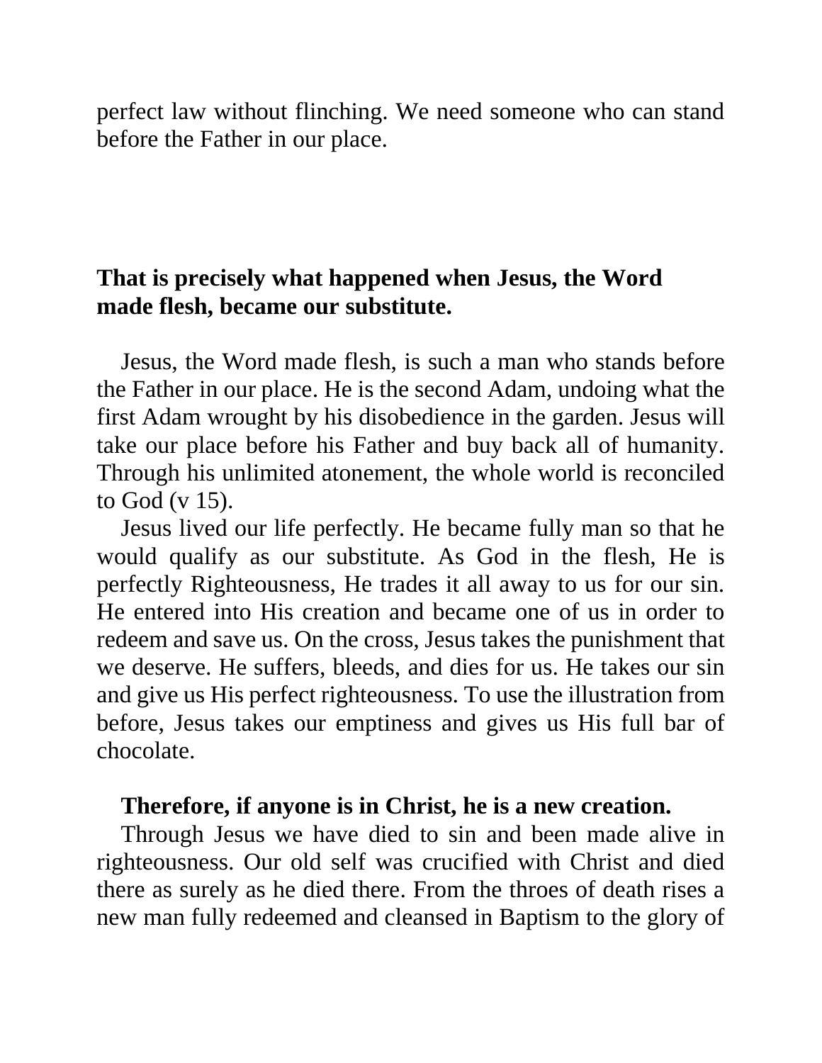perfect law without flinching. We need someone who can stand before the Father in our place.

**That is precisely what happened when Jesus, the Word made flesh, became our substitute.**

Jesus, the Word made flesh, is such a man who stands before the Father in our place. He is the second Adam, undoing what the first Adam wrought by his disobedience in the garden. Jesus will take our place before his Father and buy back all of humanity. Through his unlimited atonement, the whole world is reconciled to God (v 15).

Jesus lived our life perfectly. He became fully man so that he would qualify as our substitute. As God in the flesh, He is perfectly Righteousness, He trades it all away to us for our sin. He entered into His creation and became one of us in order to redeem and save us. On the cross, Jesus takes the punishment that we deserve. He suffers, bleeds, and dies for us. He takes our sin and give us His perfect righteousness. To use the illustration from before, Jesus takes our emptiness and gives us His full bar of chocolate.

**Therefore, if anyone is in Christ, he is a new creation.**

Through Jesus we have died to sin and been made alive in righteousness. Our old self was crucified with Christ and died there as surely as he died there. From the throes of death rises a new man fully redeemed and cleansed in Baptism to the glory of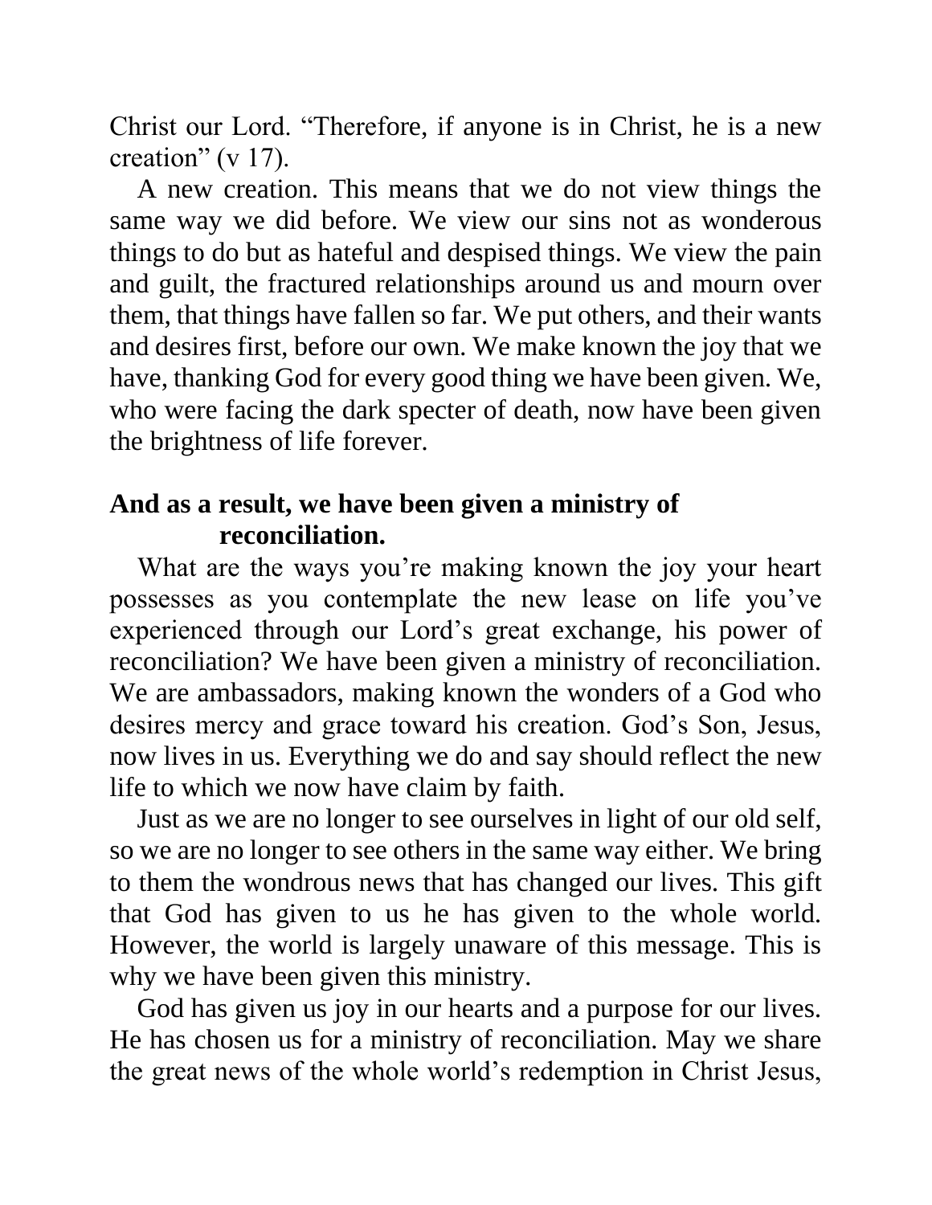Christ our Lord. “Therefore, if anyone is in Christ, he is a new creation” (v 17).

A new creation. This means that we do not view things the same way we did before. We view our sins not as wonderous things to do but as hateful and despised things. We view the pain and guilt, the fractured relationships around us and mourn over them, that things have fallen so far. We put others, and their wants and desires first, before our own. We make known the joy that we have, thanking God for every good thing we have been given. We, who were facing the dark specter of death, now have been given the brightness of life forever.

**And as a result, we have been given a ministry of reconciliation.**

What are the ways you’re making known the joy your heart possesses as you contemplate the new lease on life you’ve experienced through our Lord’s great exchange, his power of reconciliation? We have been given a ministry of reconciliation. We are ambassadors, making known the wonders of a God who desires mercy and grace toward his creation. God’s Son, Jesus, now lives in us. Everything we do and say should reflect the new life to which we now have claim by faith.

Just as we are no longer to see ourselves in light of our old self, so we are no longer to see others in the same way either. We bring to them the wondrous news that has changed our lives. This gift that God has given to us he has given to the whole world. However, the world is largely unaware of this message. This is why we have been given this ministry.

God has given us joy in our hearts and a purpose for our lives. He has chosen us for a ministry of reconciliation. May we share the great news of the whole world’s redemption in Christ Jesus,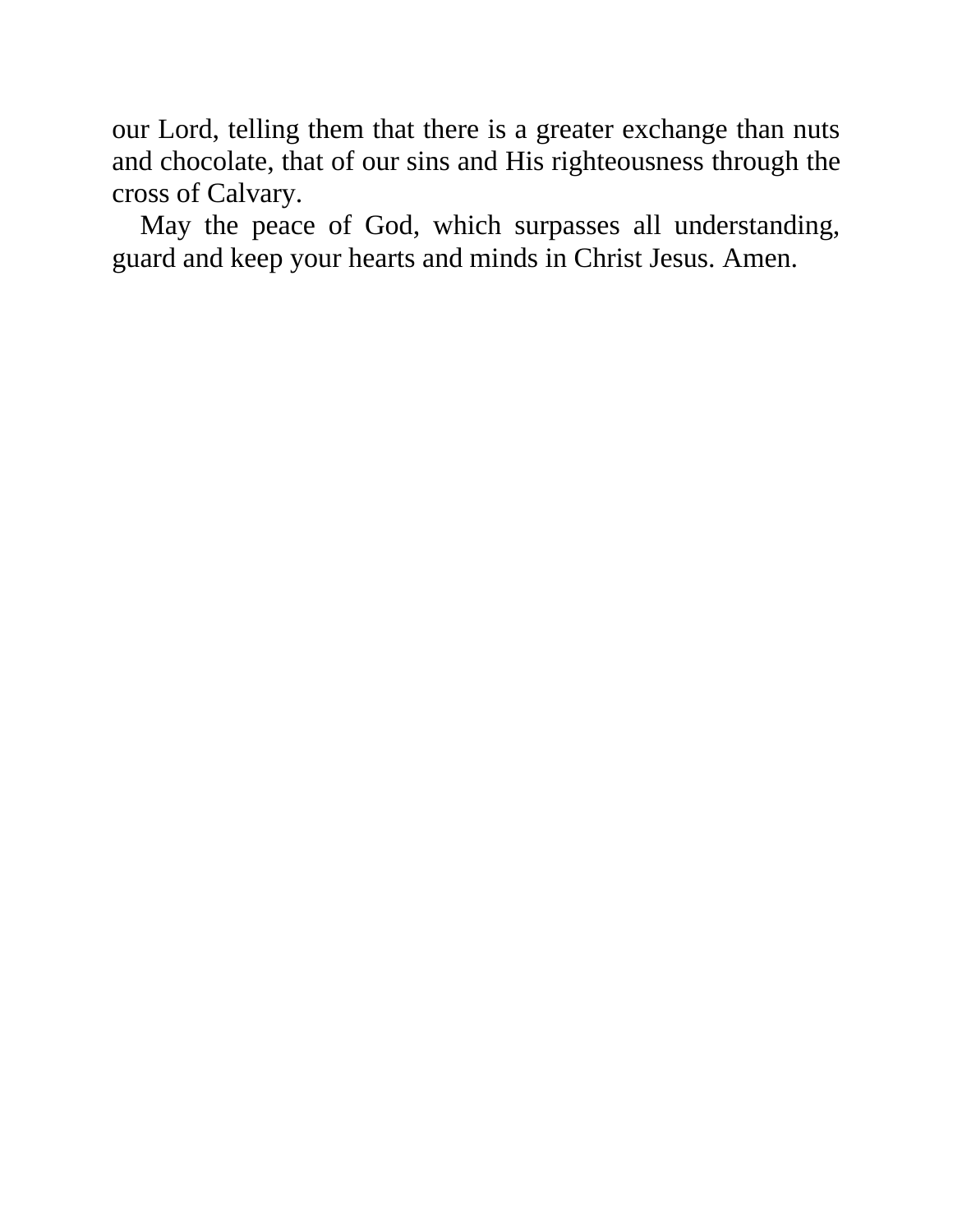our Lord, telling them that there is a greater exchange than nuts and chocolate, that of our sins and His righteousness through the cross of Calvary.

May the peace of God, which surpasses all understanding, guard and keep your hearts and minds in Christ Jesus. Amen.